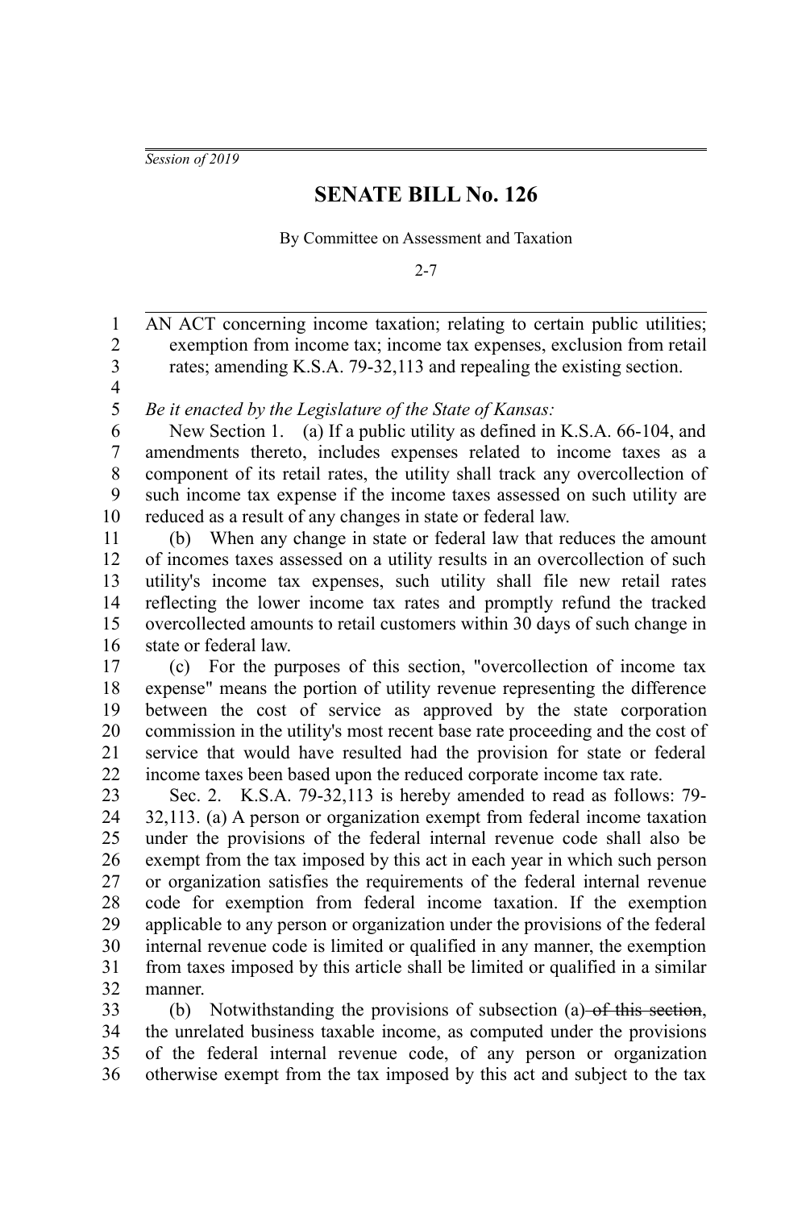*Session of 2019*

# SENATE BILL No. 126

By Committee on Assessment and Taxation

2-7

AN ACT concerning income taxation; relating to certain public utilities; exemption from income tax; income tax expenses, exclusion from retail rates; amending K.S.A. 79-32,113 and repealing the existing section.

*Be it enacted by the Legislature of the State of Kansas:*

New Section 1. (a) If a public utility as defined in K.S.A. 66-104, and amendments thereto, includes expenses related to income taxes as a component of its retail rates, the utility shall track any overcollection of such income tax expense if the income taxes assessed on such utility are reduced as a result of any changes in state or federal law.

(b) When any change in state or federal law that reduces the amount of incomes taxes assessed on a utility results in an overcollection of such utility's income tax expenses, such utility shall file new retail rates reflecting the lower income tax rates and promptly refund the tracked overcollected amounts to retail customers within 30 days of such change in state or federal law.

(c) For the purposes of this section, "overcollection of income tax expense" means the portion of utility revenue representing the difference between the cost of service as approved by the state corporation commission in the utility's most recent base rate proceeding and the cost of service that would have resulted had the provision for state or federal income taxes been based upon the reduced corporate income tax rate.

Sec. 2. K.S.A. 79-32,113 is hereby amended to read as follows: 79-32,113. (a) A person or organization exempt from federal income taxation under the provisions of the federal internal revenue code shall also be exempt from the tax imposed by this act in each year in which such person or organization satisfies the requirements of the federal internal revenue code for exemption from federal income taxation. If the exemption applicable to any person or organization under the provisions of the federal internal revenue code is limited or qualified in any manner, the exemption from taxes imposed by this article shall be limited or qualified in a similar manner.

(b) Notwithstanding the provisions of subsection (a) ~~of this section~~, the unrelated business taxable income, as computed under the provisions of the federal internal revenue code, of any person or organization otherwise exempt from the tax imposed by this act and subject to the tax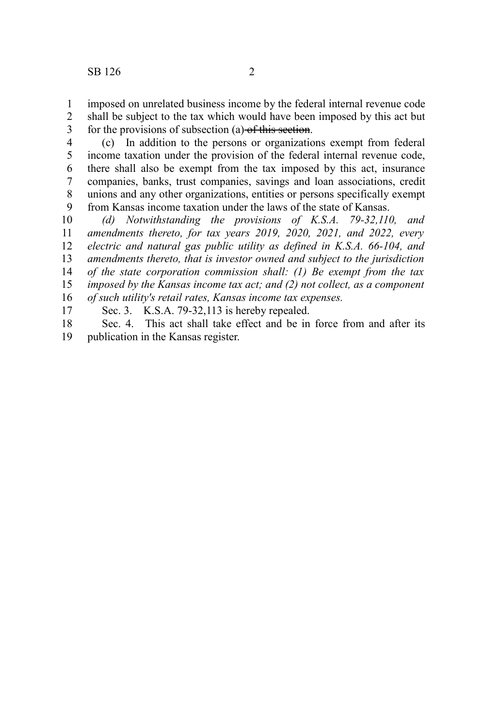imposed on unrelated business income by the federal internal revenue code shall be subject to the tax which would have been imposed by this act but for the provisions of subsection (a) ~~of this section~~.

(c) In addition to the persons or organizations exempt from federal income taxation under the provision of the federal internal revenue code, there shall also be exempt from the tax imposed by this act, insurance companies, banks, trust companies, savings and loan associations, credit unions and any other organizations, entities or persons specifically exempt from Kansas income taxation under the laws of the state of Kansas.

*(d) Notwithstanding the provisions of K.S.A. 79-32,110, and amendments thereto, for tax years 2019, 2020, 2021, and 2022, every electric and natural gas public utility as defined in K.S.A. 66-104, and amendments thereto, that is investor owned and subject to the jurisdiction of the state corporation commission shall: (1) Be exempt from the tax imposed by the Kansas income tax act; and (2) not collect, as a component of such utility's retail rates, Kansas income tax expenses.*

Sec. 3. K.S.A. 79-32,113 is hereby repealed.

Sec. 4. This act shall take effect and be in force from and after its publication in the Kansas register.